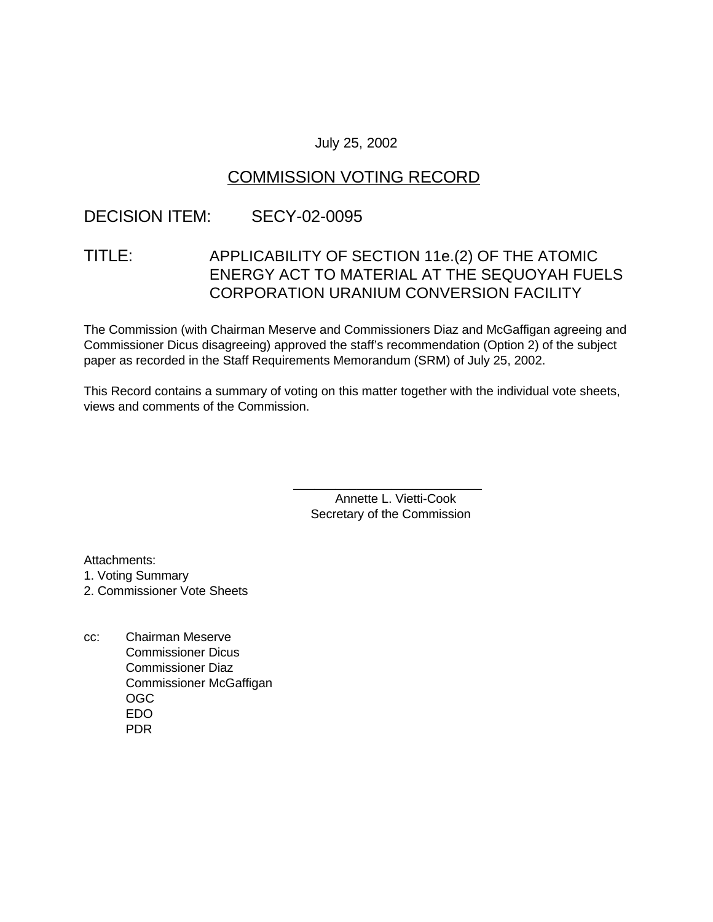July 25, 2002

# COMMISSION VOTING RECORD

## DECISION ITEM: SECY-02-0095

## TITLE: APPLICABILITY OF SECTION 11e.(2) OF THE ATOMIC ENERGY ACT TO MATERIAL AT THE SEQUOYAH FUELS CORPORATION URANIUM CONVERSION FACILITY

The Commission (with Chairman Meserve and Commissioners Diaz and McGaffigan agreeing and Commissioner Dicus disagreeing) approved the staff's recommendation (Option 2) of the subject paper as recorded in the Staff Requirements Memorandum (SRM) of July 25, 2002.

This Record contains a summary of voting on this matter together with the individual vote sheets, views and comments of the Commission.

\_\_\_\_\_\_\_\_\_\_\_\_\_\_\_\_\_\_\_\_\_\_\_\_\_\_\_\_
Annette L. Vietti-Cook
Secretary of the Commission

Attachments:
1. Voting Summary
2. Commissioner Vote Sheets

cc: Chairman Meserve
Commissioner Dicus
Commissioner Diaz
Commissioner McGaffigan
OGC
EDO
PDR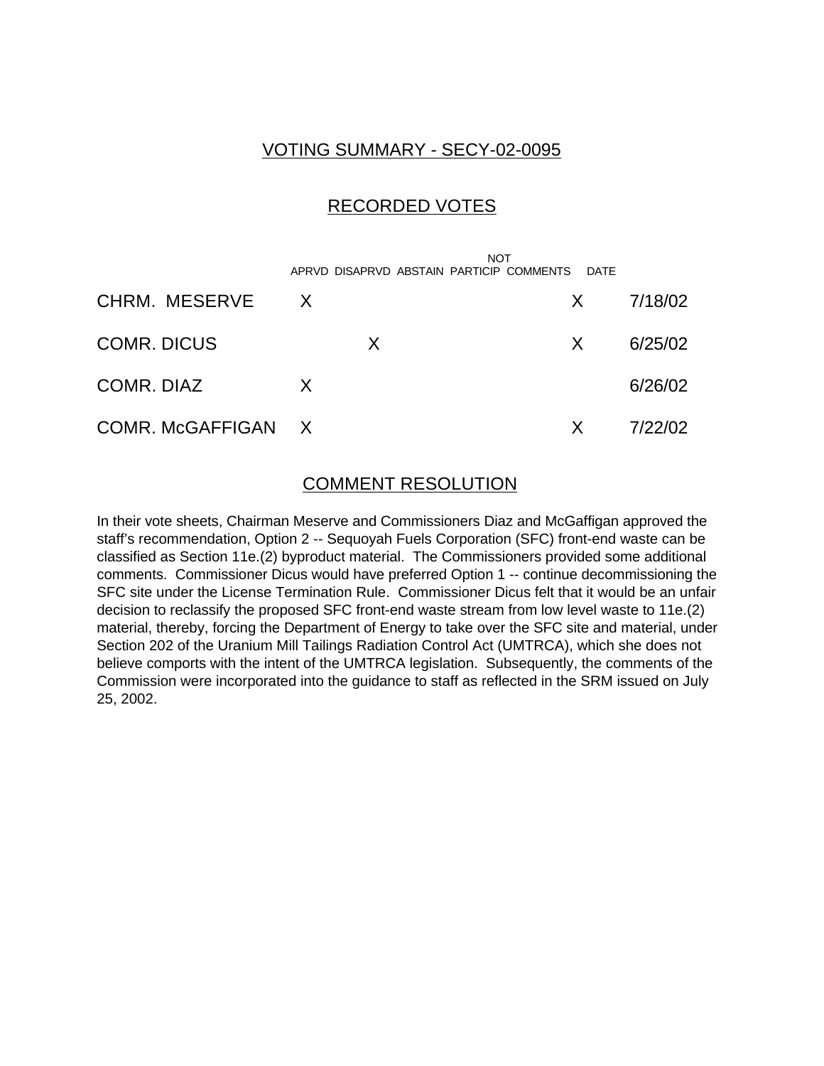## VOTING SUMMARY - SECY-02-0095

## RECORDED VOTES

| | APRVD | DISAPRVD | ABSTAIN | NOT PARTICIP | COMMENTS | DATE |
|---|---|---|---|---|---|---|
| CHRM. MESERVE | X | | | | X | 7/18/02 |
| COMR. DICUS | | X | | | X | 6/25/02 |
| COMR. DIAZ | X | | | | | 6/26/02 |
| COMR. McGAFFIGAN | X | | | | X | 7/22/02 |

## COMMENT RESOLUTION

In their vote sheets, Chairman Meserve and Commissioners Diaz and McGaffigan approved the staff's recommendation, Option 2 -- Sequoyah Fuels Corporation (SFC) front-end waste can be classified as Section 11e.(2) byproduct material. The Commissioners provided some additional comments. Commissioner Dicus would have preferred Option 1 -- continue decommissioning the SFC site under the License Termination Rule. Commissioner Dicus felt that it would be an unfair decision to reclassify the proposed SFC front-end waste stream from low level waste to 11e.(2) material, thereby, forcing the Department of Energy to take over the SFC site and material, under Section 202 of the Uranium Mill Tailings Radiation Control Act (UMTRCA), which she does not believe comports with the intent of the UMTRCA legislation. Subsequently, the comments of the Commission were incorporated into the guidance to staff as reflected in the SRM issued on July 25, 2002.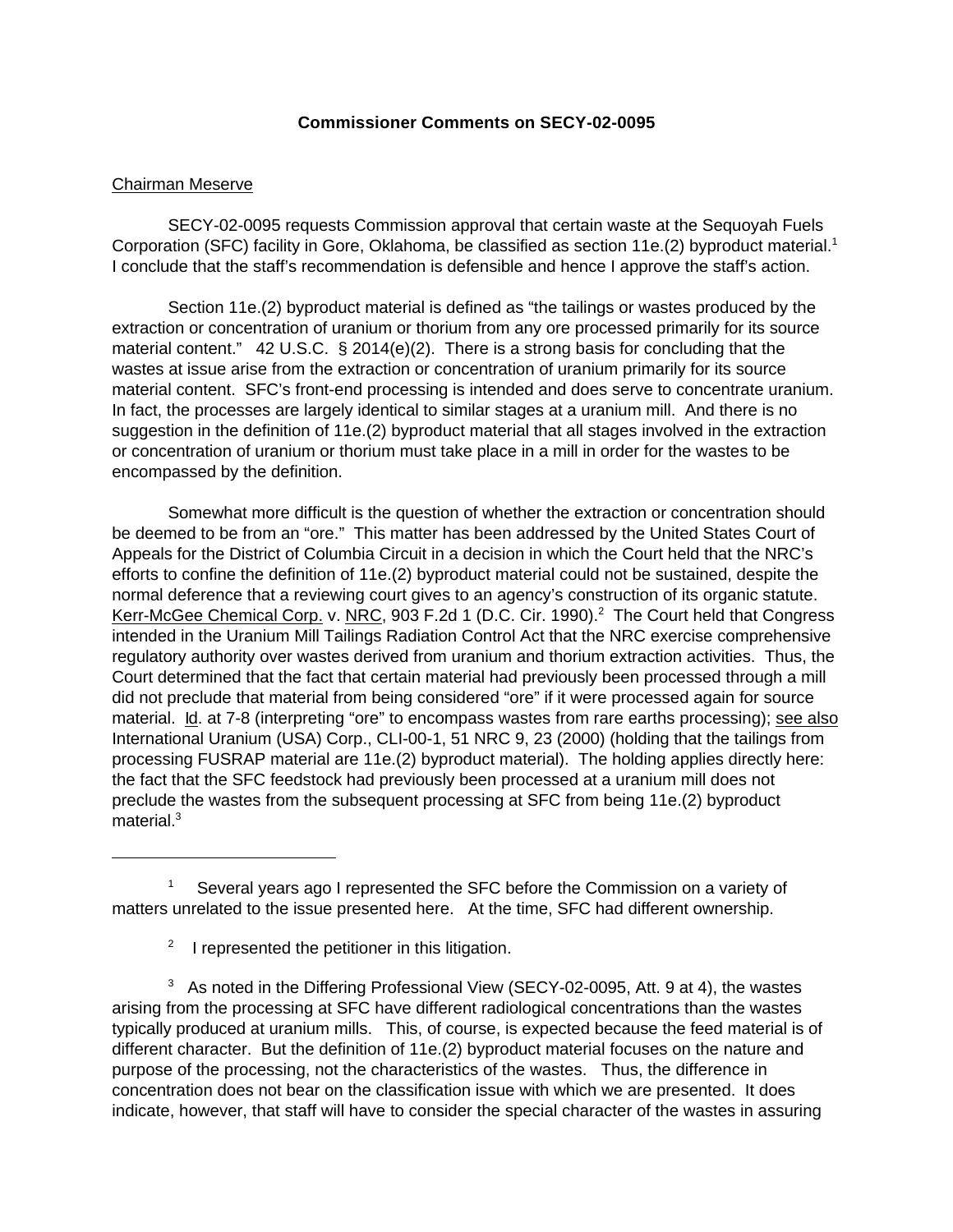**Commissioner Comments on SECY-02-0095**

Chairman Meserve

SECY-02-0095 requests Commission approval that certain waste at the Sequoyah Fuels Corporation (SFC) facility in Gore, Oklahoma, be classified as section 11e.(2) byproduct material.[1] I conclude that the staff's recommendation is defensible and hence I approve the staff's action.

Section 11e.(2) byproduct material is defined as "the tailings or wastes produced by the extraction or concentration of uranium or thorium from any ore processed primarily for its source material content." 42 U.S.C. § 2014(e)(2). There is a strong basis for concluding that the wastes at issue arise from the extraction or concentration of uranium primarily for its source material content. SFC's front-end processing is intended and does serve to concentrate uranium. In fact, the processes are largely identical to similar stages at a uranium mill. And there is no suggestion in the definition of 11e.(2) byproduct material that all stages involved in the extraction or concentration of uranium or thorium must take place in a mill in order for the wastes to be encompassed by the definition.

Somewhat more difficult is the question of whether the extraction or concentration should be deemed to be from an "ore." This matter has been addressed by the United States Court of Appeals for the District of Columbia Circuit in a decision in which the Court held that the NRC's efforts to confine the definition of 11e.(2) byproduct material could not be sustained, despite the normal deference that a reviewing court gives to an agency's construction of its organic statute. Kerr-McGee Chemical Corp. v. NRC, 903 F.2d 1 (D.C. Cir. 1990).[2] The Court held that Congress intended in the Uranium Mill Tailings Radiation Control Act that the NRC exercise comprehensive regulatory authority over wastes derived from uranium and thorium extraction activities. Thus, the Court determined that the fact that certain material had previously been processed through a mill did not preclude that material from being considered "ore" if it were processed again for source material. Id. at 7-8 (interpreting "ore" to encompass wastes from rare earths processing); see also International Uranium (USA) Corp., CLI-00-1, 51 NRC 9, 23 (2000) (holding that the tailings from processing FUSRAP material are 11e.(2) byproduct material). The holding applies directly here: the fact that the SFC feedstock had previously been processed at a uranium mill does not preclude the wastes from the subsequent processing at SFC from being 11e.(2) byproduct material.[3]

---

[1] Several years ago I represented the SFC before the Commission on a variety of matters unrelated to the issue presented here. At the time, SFC had different ownership.

[2] I represented the petitioner in this litigation.

[3] As noted in the Differing Professional View (SECY-02-0095, Att. 9 at 4), the wastes arising from the processing at SFC have different radiological concentrations than the wastes typically produced at uranium mills. This, of course, is expected because the feed material is of different character. But the definition of 11e.(2) byproduct material focuses on the nature and purpose of the processing, not the characteristics of the wastes. Thus, the difference in concentration does not bear on the classification issue with which we are presented. It does indicate, however, that staff will have to consider the special character of the wastes in assuring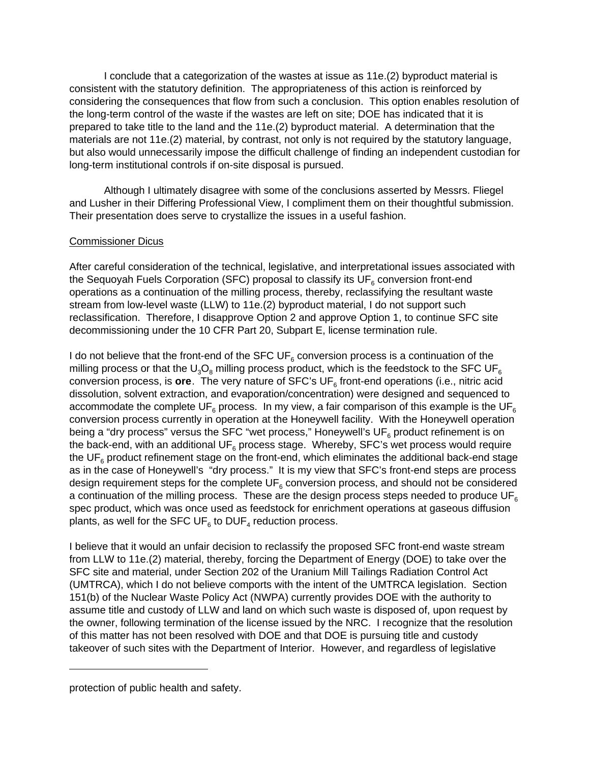I conclude that a categorization of the wastes at issue as 11e.(2) byproduct material is consistent with the statutory definition. The appropriateness of this action is reinforced by considering the consequences that flow from such a conclusion. This option enables resolution of the long-term control of the waste if the wastes are left on site; DOE has indicated that it is prepared to take title to the land and the 11e.(2) byproduct material. A determination that the materials are not 11e.(2) material, by contrast, not only is not required by the statutory language, but also would unnecessarily impose the difficult challenge of finding an independent custodian for long-term institutional controls if on-site disposal is pursued.

Although I ultimately disagree with some of the conclusions asserted by Messrs. Fliegel and Lusher in their Differing Professional View, I compliment them on their thoughtful submission. Their presentation does serve to crystallize the issues in a useful fashion.

Commissioner Dicus

After careful consideration of the technical, legislative, and interpretational issues associated with the Sequoyah Fuels Corporation (SFC) proposal to classify its $UF_6$ conversion front-end operations as a continuation of the milling process, thereby, reclassifying the resultant waste stream from low-level waste (LLW) to 11e.(2) byproduct material, I do not support such reclassification. Therefore, I disapprove Option 2 and approve Option 1, to continue SFC site decommissioning under the 10 CFR Part 20, Subpart E, license termination rule.

I do not believe that the front-end of the SFC $UF_6$ conversion process is a continuation of the milling process or that the $U_3O_8$ milling process product, which is the feedstock to the SFC $UF_6$ conversion process, is **ore**. The very nature of SFC's $UF_6$ front-end operations (i.e., nitric acid dissolution, solvent extraction, and evaporation/concentration) were designed and sequenced to accommodate the complete $UF_6$ process. In my view, a fair comparison of this example is the $UF_6$ conversion process currently in operation at the Honeywell facility. With the Honeywell operation being a "dry process" versus the SFC "wet process," Honeywell's $UF_6$ product refinement is on the back-end, with an additional $UF_6$ process stage. Whereby, SFC's wet process would require the $UF_6$ product refinement stage on the front-end, which eliminates the additional back-end stage as in the case of Honeywell's "dry process." It is my view that SFC's front-end steps are process design requirement steps for the complete $UF_6$ conversion process, and should not be considered a continuation of the milling process. These are the design process steps needed to produce $UF_6$ spec product, which was once used as feedstock for enrichment operations at gaseous diffusion plants, as well for the SFC $UF_6$ to $DUF_4$ reduction process.

I believe that it would an unfair decision to reclassify the proposed SFC front-end waste stream from LLW to 11e.(2) material, thereby, forcing the Department of Energy (DOE) to take over the SFC site and material, under Section 202 of the Uranium Mill Tailings Radiation Control Act (UMTRCA), which I do not believe comports with the intent of the UMTRCA legislation. Section 151(b) of the Nuclear Waste Policy Act (NWPA) currently provides DOE with the authority to assume title and custody of LLW and land on which such waste is disposed of, upon request by the owner, following termination of the license issued by the NRC. I recognize that the resolution of this matter has not been resolved with DOE and that DOE is pursuing title and custody takeover of such sites with the Department of Interior. However, and regardless of legislative

protection of public health and safety.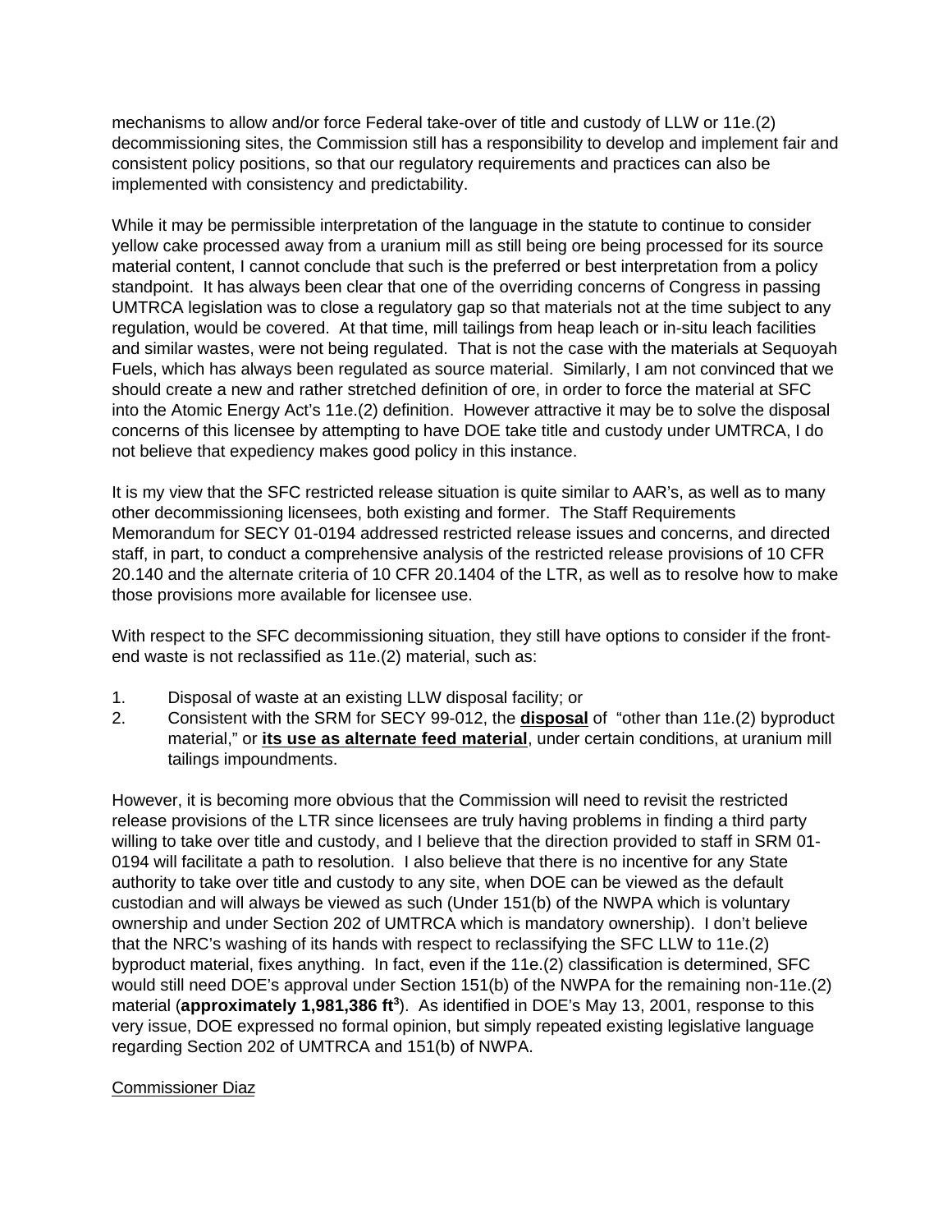mechanisms to allow and/or force Federal take-over of title and custody of LLW or 11e.(2) decommissioning sites, the Commission still has a responsibility to develop and implement fair and consistent policy positions, so that our regulatory requirements and practices can also be implemented with consistency and predictability.

While it may be permissible interpretation of the language in the statute to continue to consider yellow cake processed away from a uranium mill as still being ore being processed for its source material content, I cannot conclude that such is the preferred or best interpretation from a policy standpoint. It has always been clear that one of the overriding concerns of Congress in passing UMTRCA legislation was to close a regulatory gap so that materials not at the time subject to any regulation, would be covered. At that time, mill tailings from heap leach or in-situ leach facilities and similar wastes, were not being regulated. That is not the case with the materials at Sequoyah Fuels, which has always been regulated as source material. Similarly, I am not convinced that we should create a new and rather stretched definition of ore, in order to force the material at SFC into the Atomic Energy Act's 11e.(2) definition. However attractive it may be to solve the disposal concerns of this licensee by attempting to have DOE take title and custody under UMTRCA, I do not believe that expediency makes good policy in this instance.

It is my view that the SFC restricted release situation is quite similar to AAR's, as well as to many other decommissioning licensees, both existing and former. The Staff Requirements Memorandum for SECY 01-0194 addressed restricted release issues and concerns, and directed staff, in part, to conduct a comprehensive analysis of the restricted release provisions of 10 CFR 20.140 and the alternate criteria of 10 CFR 20.1404 of the LTR, as well as to resolve how to make those provisions more available for licensee use.

With respect to the SFC decommissioning situation, they still have options to consider if the front-end waste is not reclassified as 11e.(2) material, such as:

1. Disposal of waste at an existing LLW disposal facility; or
2. Consistent with the SRM for SECY 99-012, the **disposal** of "other than 11e.(2) byproduct material," or **its use as alternate feed material**, under certain conditions, at uranium mill tailings impoundments.

However, it is becoming more obvious that the Commission will need to revisit the restricted release provisions of the LTR since licensees are truly having problems in finding a third party willing to take over title and custody, and I believe that the direction provided to staff in SRM 01-0194 will facilitate a path to resolution. I also believe that there is no incentive for any State authority to take over title and custody to any site, when DOE can be viewed as the default custodian and will always be viewed as such (Under 151(b) of the NWPA which is voluntary ownership and under Section 202 of UMTRCA which is mandatory ownership). I don't believe that the NRC's washing of its hands with respect to reclassifying the SFC LLW to 11e.(2) byproduct material, fixes anything. In fact, even if the 11e.(2) classification is determined, SFC would still need DOE's approval under Section 151(b) of the NWPA for the remaining non-11e.(2) material (**approximately 1,981,386 ft$^3$**). As identified in DOE's May 13, 2001, response to this very issue, DOE expressed no formal opinion, but simply repeated existing legislative language regarding Section 202 of UMTRCA and 151(b) of NWPA.

Commissioner Diaz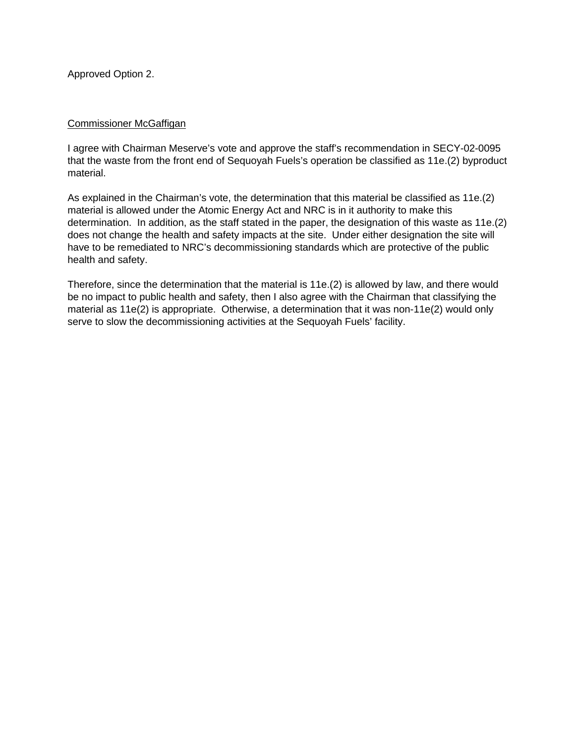Approved Option 2.

Commissioner McGaffigan

I agree with Chairman Meserve's vote and approve the staff's recommendation in SECY-02-0095 that the waste from the front end of Sequoyah Fuels's operation be classified as 11e.(2) byproduct material.

As explained in the Chairman's vote, the determination that this material be classified as 11e.(2) material is allowed under the Atomic Energy Act and NRC is in it authority to make this determination. In addition, as the staff stated in the paper, the designation of this waste as 11e.(2) does not change the health and safety impacts at the site. Under either designation the site will have to be remediated to NRC's decommissioning standards which are protective of the public health and safety.

Therefore, since the determination that the material is 11e.(2) is allowed by law, and there would be no impact to public health and safety, then I also agree with the Chairman that classifying the material as 11e(2) is appropriate. Otherwise, a determination that it was non-11e(2) would only serve to slow the decommissioning activities at the Sequoyah Fuels' facility.